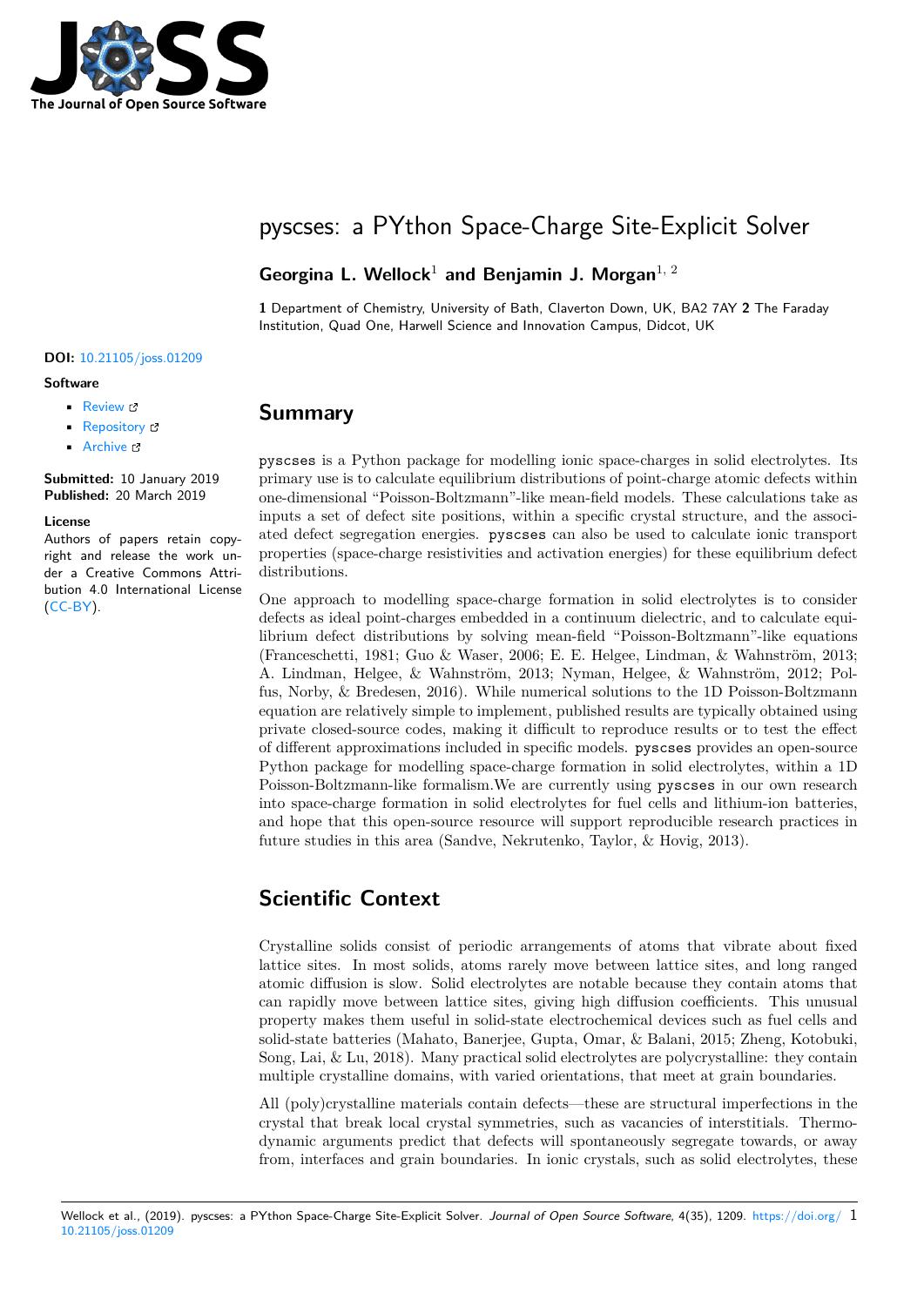# pyscses: a PYthon Space-Charge Site-Explicit Solver

**Georgina L. Wellock**[1] **and Benjamin J. Morgan**[1, 2]

**1** Department of Chemistry, University of Bath, Claverton Down, UK, BA2 7AY **2** The Faraday Institution, Quad One, Harwell Science and Innovation Campus, Didcot, UK

**DOI:** 10.21105/joss.01209

**Software**

- Review
- Repository
- Archive

**Submitted:** 10 January 2019
**Published:** 20 March 2019

**License**
Authors of papers retain copyright and release the work under a Creative Commons Attribution 4.0 International License (CC-BY).

## Summary

pyscses is a Python package for modelling ionic space-charges in solid electrolytes. Its primary use is to calculate equilibrium distributions of point-charge atomic defects within one-dimensional "Poisson-Boltzmann"-like mean-field models. These calculations take as inputs a set of defect site positions, within a specific crystal structure, and the associated defect segregation energies. pyscses can also be used to calculate ionic transport properties (space-charge resistivities and activation energies) for these equilibrium defect distributions.

One approach to modelling space-charge formation in solid electrolytes is to consider defects as ideal point-charges embedded in a continuum dielectric, and to calculate equilibrium defect distributions by solving mean-field "Poisson-Boltzmann"-like equations (Franceschetti, 1981; Guo & Waser, 2006; E. E. Helgee, Lindman, & Wahnström, 2013; A. Lindman, Helgee, & Wahnström, 2013; Nyman, Helgee, & Wahnström, 2012; Polfus, Norby, & Bredesen, 2016). While numerical solutions to the 1D Poisson-Boltzmann equation are relatively simple to implement, published results are typically obtained using private closed-source codes, making it difficult to reproduce results or to test the effect of different approximations included in specific models. pyscses provides an open-source Python package for modelling space-charge formation in solid electrolytes, within a 1D Poisson-Boltzmann-like formalism.We are currently using pyscses in our own research into space-charge formation in solid electrolytes for fuel cells and lithium-ion batteries, and hope that this open-source resource will support reproducible research practices in future studies in this area (Sandve, Nekrutenko, Taylor, & Hovig, 2013).

## Scientific Context

Crystalline solids consist of periodic arrangements of atoms that vibrate about fixed lattice sites. In most solids, atoms rarely move between lattice sites, and long ranged atomic diffusion is slow. Solid electrolytes are notable because they contain atoms that can rapidly move between lattice sites, giving high diffusion coefficients. This unusual property makes them useful in solid-state electrochemical devices such as fuel cells and solid-state batteries (Mahato, Banerjee, Gupta, Omar, & Balani, 2015; Zheng, Kotobuki, Song, Lai, & Lu, 2018). Many practical solid electrolytes are polycrystalline: they contain multiple crystalline domains, with varied orientations, that meet at grain boundaries.

All (poly)crystalline materials contain defects—these are structural imperfections in the crystal that break local crystal symmetries, such as vacancies of interstitials. Thermodynamic arguments predict that defects will spontaneously segregate towards, or away from, interfaces and grain boundaries. In ionic crystals, such as solid electrolytes, these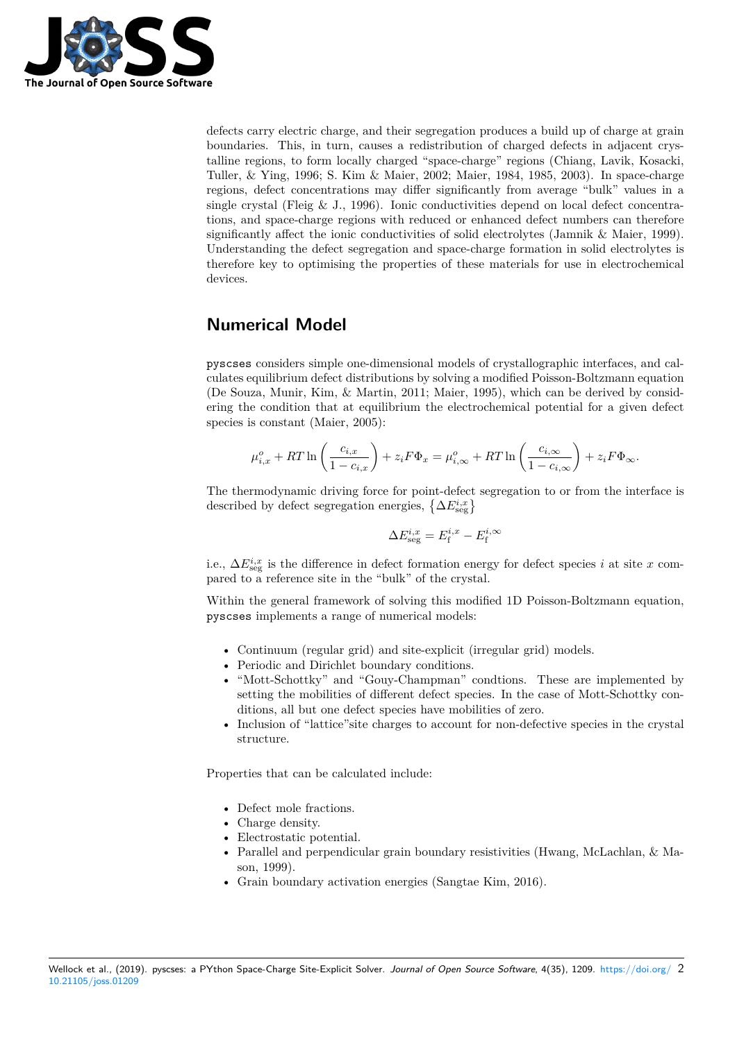defects carry electric charge, and their segregation produces a build up of charge at grain boundaries. This, in turn, causes a redistribution of charged defects in adjacent crystalline regions, to form locally charged "space-charge" regions (Chiang, Lavik, Kosacki, Tuller, & Ying, 1996; S. Kim & Maier, 2002; Maier, 1984, 1985, 2003). In space-charge regions, defect concentrations may differ significantly from average "bulk" values in a single crystal (Fleig & J., 1996). Ionic conductivities depend on local defect concentrations, and space-charge regions with reduced or enhanced defect numbers can therefore significantly affect the ionic conductivities of solid electrolytes (Jamnik & Maier, 1999). Understanding the defect segregation and space-charge formation in solid electrolytes is therefore key to optimising the properties of these materials for use in electrochemical devices.

## Numerical Model

`pyscses` considers simple one-dimensional models of crystallographic interfaces, and calculates equilibrium defect distributions by solving a modified Poisson-Boltzmann equation (De Souza, Munir, Kim, & Martin, 2011; Maier, 1995), which can be derived by considering the condition that at equilibrium the electrochemical potential for a given defect species is constant (Maier, 2005):

$$\mu_{i,x}^{o} + RT\ln\left(\frac{c_{i,x}}{1-c_{i,x}}\right) + z_i F\Phi_x = \mu_{i,\infty}^{o} + RT\ln\left(\frac{c_{i,\infty}}{1-c_{i,\infty}}\right) + z_i F\Phi_\infty.$$

The thermodynamic driving force for point-defect segregation to or from the interface is described by defect segregation energies, $\left\{\Delta E_{\mathrm{seg}}^{i,x}\right\}$

$$\Delta E_{\mathrm{seg}}^{i,x} = E_{\mathrm{f}}^{i,x} - E_{\mathrm{f}}^{i,\infty}$$

i.e., $\Delta E_{\mathrm{seg}}^{i,x}$ is the difference in defect formation energy for defect species $i$ at site $x$ compared to a reference site in the "bulk" of the crystal.

Within the general framework of solving this modified 1D Poisson-Boltzmann equation, `pyscses` implements a range of numerical models:

- Continuum (regular grid) and site-explicit (irregular grid) models.
- Periodic and Dirichlet boundary conditions.
- "Mott-Schottky" and "Gouy-Champman" condtions. These are implemented by setting the mobilities of different defect species. In the case of Mott-Schottky conditions, all but one defect species have mobilities of zero.
- Inclusion of "lattice"site charges to account for non-defective species in the crystal structure.

Properties that can be calculated include:

- Defect mole fractions.
- Charge density.
- Electrostatic potential.
- Parallel and perpendicular grain boundary resistivities (Hwang, McLachlan, & Mason, 1999).
- Grain boundary activation energies (Sangtae Kim, 2016).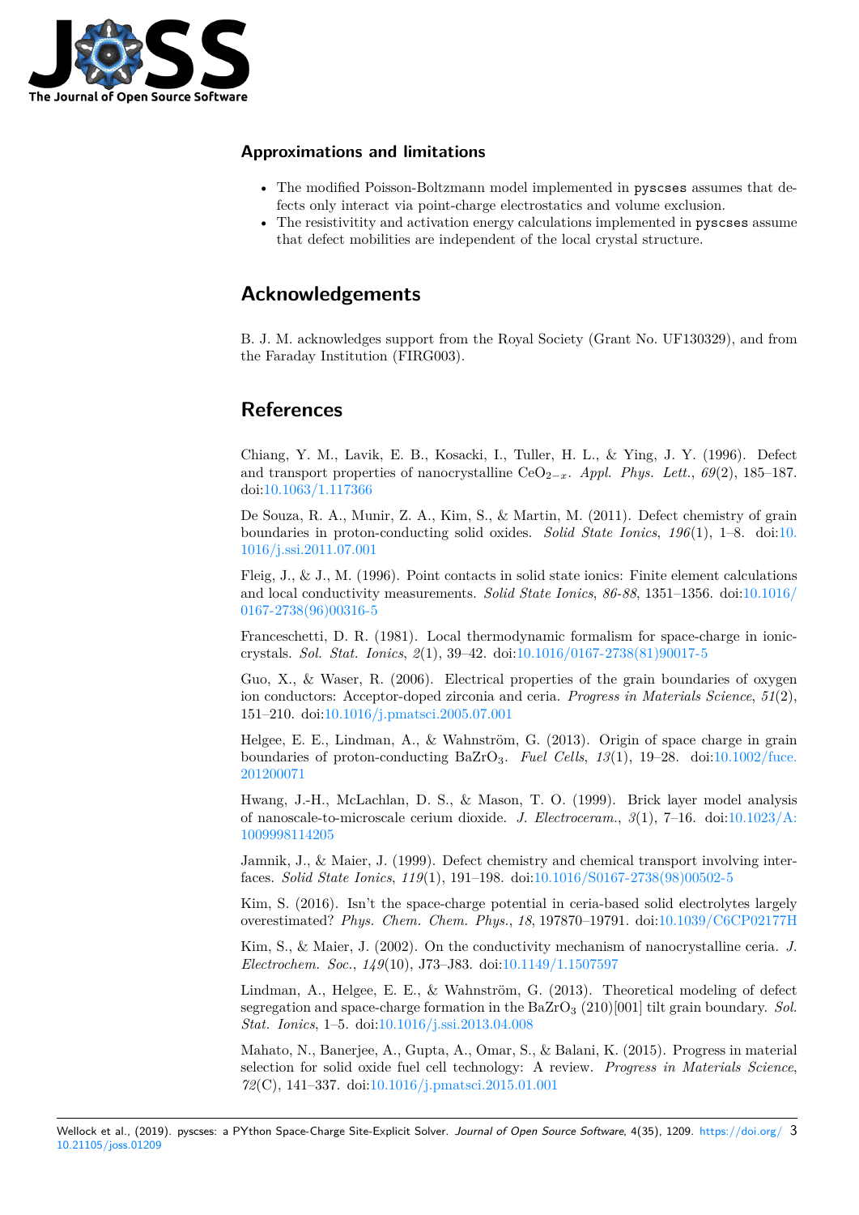## Approximations and limitations

- The modified Poisson-Boltzmann model implemented in `pyscses` assumes that defects only interact via point-charge electrostatics and volume exclusion.
- The resistivitity and activation energy calculations implemented in `pyscses` assume that defect mobilities are independent of the local crystal structure.

# Acknowledgements

B. J. M. acknowledges support from the Royal Society (Grant No. UF130329), and from the Faraday Institution (FIRG003).

# References

Chiang, Y. M., Lavik, E. B., Kosacki, I., Tuller, H. L., & Ying, J. Y. (1996). Defect and transport properties of nanocrystalline $CeO_{2-x}$. *Appl. Phys. Lett.*, *69*(2), 185–187. doi:10.1063/1.117366

De Souza, R. A., Munir, Z. A., Kim, S., & Martin, M. (2011). Defect chemistry of grain boundaries in proton-conducting solid oxides. *Solid State Ionics*, *196*(1), 1–8. doi:10.1016/j.ssi.2011.07.001

Fleig, J., & J., M. (1996). Point contacts in solid state ionics: Finite element calculations and local conductivity measurements. *Solid State Ionics*, *86-88*, 1351–1356. doi:10.1016/0167-2738(96)00316-5

Franceschetti, D. R. (1981). Local thermodynamic formalism for space-charge in ionic-crystals. *Sol. Stat. Ionics*, *2*(1), 39–42. doi:10.1016/0167-2738(81)90017-5

Guo, X., & Waser, R. (2006). Electrical properties of the grain boundaries of oxygen ion conductors: Acceptor-doped zirconia and ceria. *Progress in Materials Science*, *51*(2), 151–210. doi:10.1016/j.pmatsci.2005.07.001

Helgee, E. E., Lindman, A., & Wahnström, G. (2013). Origin of space charge in grain boundaries of proton-conducting $BaZrO_3$. *Fuel Cells*, *13*(1), 19–28. doi:10.1002/fuce.201200071

Hwang, J.-H., McLachlan, D. S., & Mason, T. O. (1999). Brick layer model analysis of nanoscale-to-microscale cerium dioxide. *J. Electroceram.*, *3*(1), 7–16. doi:10.1023/A:1009998114205

Jamnik, J., & Maier, J. (1999). Defect chemistry and chemical transport involving interfaces. *Solid State Ionics*, *119*(1), 191–198. doi:10.1016/S0167-2738(98)00502-5

Kim, S. (2016). Isn't the space-charge potential in ceria-based solid electrolytes largely overestimated? *Phys. Chem. Chem. Phys.*, *18*, 197870–19791. doi:10.1039/C6CP02177H

Kim, S., & Maier, J. (2002). On the conductivity mechanism of nanocrystalline ceria. *J. Electrochem. Soc.*, *149*(10), J73–J83. doi:10.1149/1.1507597

Lindman, A., Helgee, E. E., & Wahnström, G. (2013). Theoretical modeling of defect segregation and space-charge formation in the $BaZrO_3$ (210)[001] tilt grain boundary. *Sol. Stat. Ionics*, 1–5. doi:10.1016/j.ssi.2013.04.008

Mahato, N., Banerjee, A., Gupta, A., Omar, S., & Balani, K. (2015). Progress in material selection for solid oxide fuel cell technology: A review. *Progress in Materials Science*, *72*(C), 141–337. doi:10.1016/j.pmatsci.2015.01.001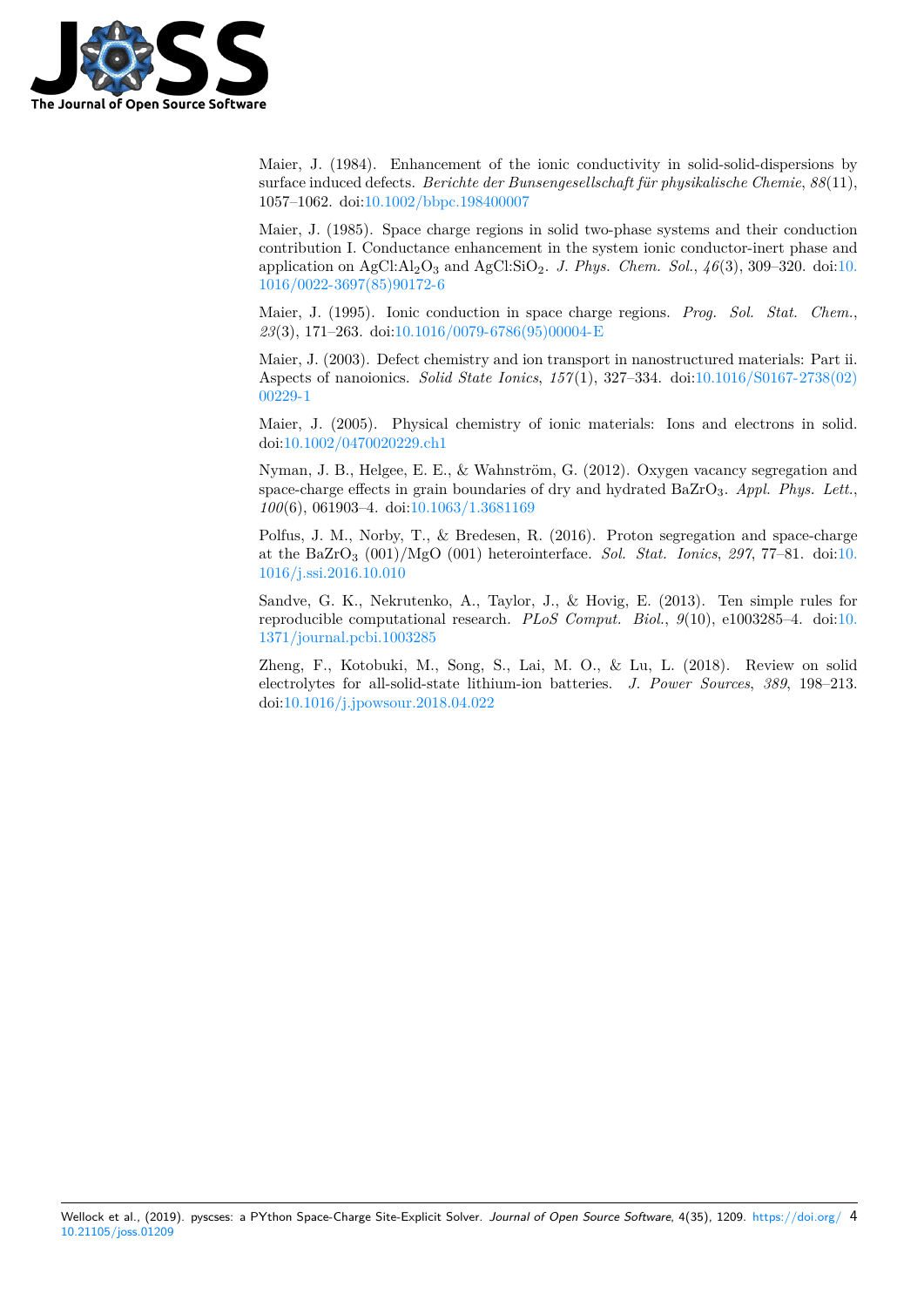Maier, J. (1984). Enhancement of the ionic conductivity in solid-solid-dispersions by surface induced defects. *Berichte der Bunsengesellschaft für physikalische Chemie*, *88*(11), 1057–1062. doi:10.1002/bbpc.198400007

Maier, J. (1985). Space charge regions in solid two-phase systems and their conduction contribution I. Conductance enhancement in the system ionic conductor-inert phase and application on AgCl:$Al_2O_3$ and AgCl:$SiO_2$. *J. Phys. Chem. Sol.*, *46*(3), 309–320. doi:10.1016/0022-3697(85)90172-6

Maier, J. (1995). Ionic conduction in space charge regions. *Prog. Sol. Stat. Chem.*, *23*(3), 171–263. doi:10.1016/0079-6786(95)00004-E

Maier, J. (2003). Defect chemistry and ion transport in nanostructured materials: Part ii. Aspects of nanoionics. *Solid State Ionics*, *157*(1), 327–334. doi:10.1016/S0167-2738(02)00229-1

Maier, J. (2005). Physical chemistry of ionic materials: Ions and electrons in solid. doi:10.1002/0470020229.ch1

Nyman, J. B., Helgee, E. E., & Wahnström, G. (2012). Oxygen vacancy segregation and space-charge effects in grain boundaries of dry and hydrated $BaZrO_3$. *Appl. Phys. Lett.*, *100*(6), 061903–4. doi:10.1063/1.3681169

Polfus, J. M., Norby, T., & Bredesen, R. (2016). Proton segregation and space-charge at the $BaZrO_3$ (001)/MgO (001) heterointerface. *Sol. Stat. Ionics*, *297*, 77–81. doi:10.1016/j.ssi.2016.10.010

Sandve, G. K., Nekrutenko, A., Taylor, J., & Hovig, E. (2013). Ten simple rules for reproducible computational research. *PLoS Comput. Biol.*, *9*(10), e1003285–4. doi:10.1371/journal.pcbi.1003285

Zheng, F., Kotobuki, M., Song, S., Lai, M. O., & Lu, L. (2018). Review on solid electrolytes for all-solid-state lithium-ion batteries. *J. Power Sources*, *389*, 198–213. doi:10.1016/j.jpowsour.2018.04.022